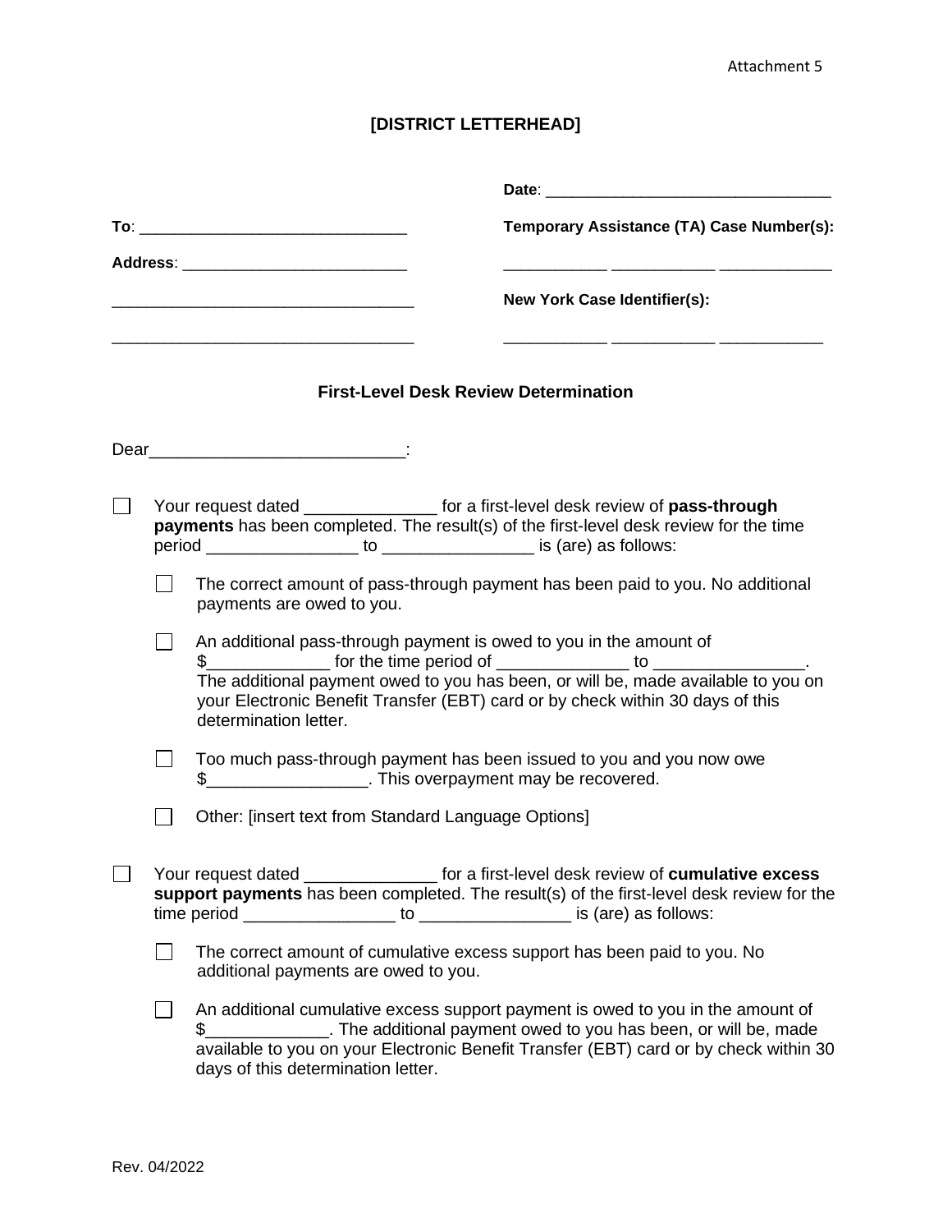Attachment 5

**[DISTRICT LETTERHEAD]**

**Date**: ________________________________

**To**: ______________________________

**Address**: __________________________

__________________________________

__________________________________

**Temporary Assistance (TA) Case Number(s):**

___________ ___________ ____________

**New York Case Identifier(s):**

___________ ___________ ___________

## First-Level Desk Review Determination

Dear__________________________:

☐ Your request dated ______________ for a first-level desk review of **pass-through payments** has been completed. The result(s) of the first-level desk review for the time period ________________ to ________________ is (are) as follows:

- ☐ The correct amount of pass-through payment has been paid to you. No additional payments are owed to you.
- ☐ An additional pass-through payment is owed to you in the amount of $____________ for the time period of _____________ to _______________. The additional payment owed to you has been, or will be, made available to you on your Electronic Benefit Transfer (EBT) card or by check within 30 days of this determination letter.
- ☐ Too much pass-through payment has been issued to you and you now owe $________________. This overpayment may be recovered.
- ☐ Other: [insert text from Standard Language Options]

☐ Your request dated ______________ for a first-level desk review of **cumulative excess support payments** has been completed. The result(s) of the first-level desk review for the time period ________________ to ________________ is (are) as follows:

- ☐ The correct amount of cumulative excess support has been paid to you. No additional payments are owed to you.
- ☐ An additional cumulative excess support payment is owed to you in the amount of $____________. The additional payment owed to you has been, or will be, made available to you on your Electronic Benefit Transfer (EBT) card or by check within 30 days of this determination letter.

Rev. 04/2022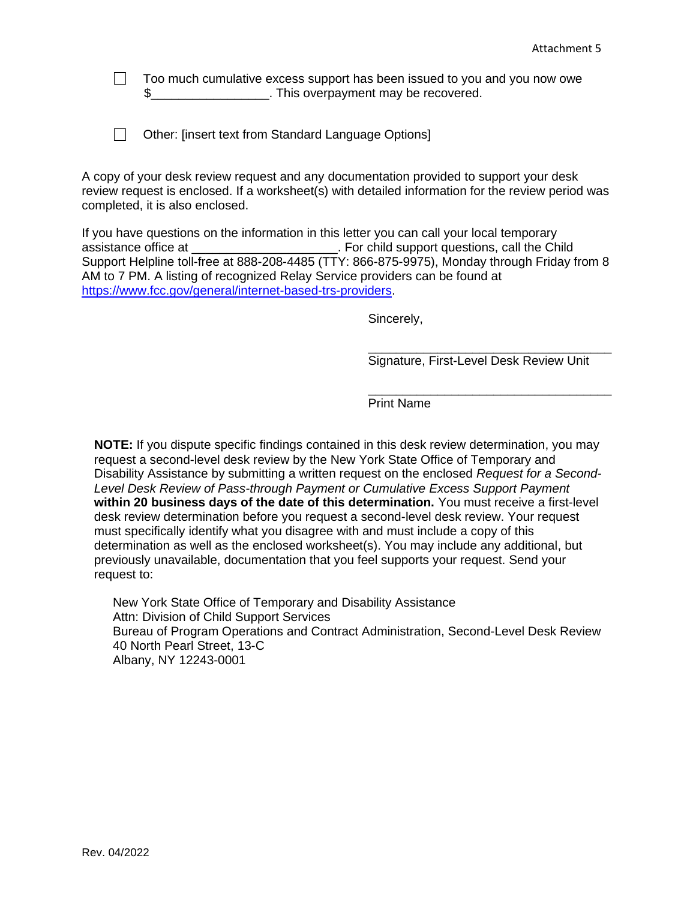- [ ] Too much cumulative excess support has been issued to you and you now owe $_________________. This overpayment may be recovered.

- [ ] Other: [insert text from Standard Language Options]

A copy of your desk review request and any documentation provided to support your desk review request is enclosed. If a worksheet(s) with detailed information for the review period was completed, it is also enclosed.

If you have questions on the information in this letter you can call your local temporary assistance office at _____________________. For child support questions, call the Child Support Helpline toll-free at 888-208-4485 (TTY: 866-875-9975), Monday through Friday from 8 AM to 7 PM. A listing of recognized Relay Service providers can be found at [https://www.fcc.gov/general/internet-based-trs-providers](https://www.fcc.gov/general/internet-based-trs-providers).

Sincerely,

___________________________________
Signature, First-Level Desk Review Unit

___________________________________
Print Name

**NOTE:** If you dispute specific findings contained in this desk review determination, you may request a second-level desk review by the New York State Office of Temporary and Disability Assistance by submitting a written request on the enclosed *Request for a Second-Level Desk Review of Pass-through Payment or Cumulative Excess Support Payment* **within 20 business days of the date of this determination.** You must receive a first-level desk review determination before you request a second-level desk review. Your request must specifically identify what you disagree with and must include a copy of this determination as well as the enclosed worksheet(s). You may include any additional, but previously unavailable, documentation that you feel supports your request. Send your request to:

New York State Office of Temporary and Disability Assistance
Attn: Division of Child Support Services
Bureau of Program Operations and Contract Administration, Second-Level Desk Review
40 North Pearl Street, 13-C
Albany, NY 12243-0001

Rev. 04/2022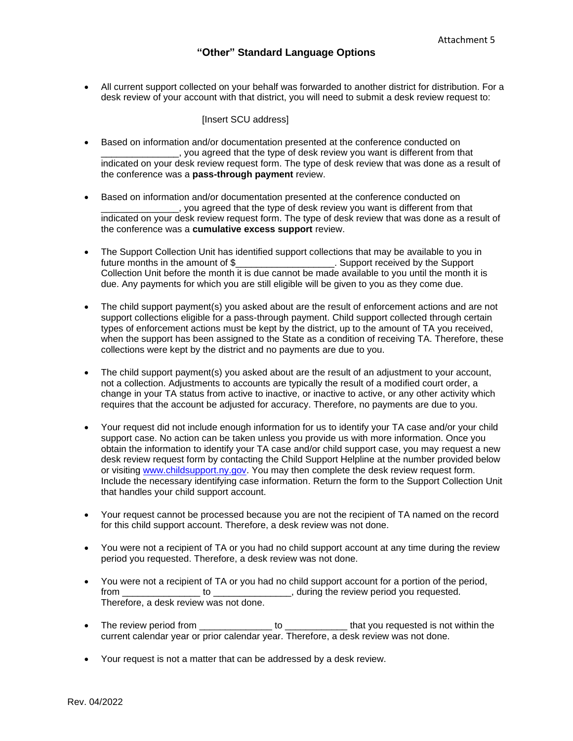Attachment 5

# "Other" Standard Language Options

- All current support collected on your behalf was forwarded to another district for distribution. For a desk review of your account with that district, you will need to submit a desk review request to:

  [Insert SCU address]

- Based on information and/or documentation presented at the conference conducted on _______________, you agreed that the type of desk review you want is different from that indicated on your desk review request form. The type of desk review that was done as a result of the conference was a **pass-through payment** review.

- Based on information and/or documentation presented at the conference conducted on _______________, you agreed that the type of desk review you want is different from that indicated on your desk review request form. The type of desk review that was done as a result of the conference was a **cumulative excess support** review.

- The Support Collection Unit has identified support collections that may be available to you in future months in the amount of $__________________. Support received by the Support Collection Unit before the month it is due cannot be made available to you until the month it is due. Any payments for which you are still eligible will be given to you as they come due.

- The child support payment(s) you asked about are the result of enforcement actions and are not support collections eligible for a pass-through payment. Child support collected through certain types of enforcement actions must be kept by the district, up to the amount of TA you received, when the support has been assigned to the State as a condition of receiving TA. Therefore, these collections were kept by the district and no payments are due to you.

- The child support payment(s) you asked about are the result of an adjustment to your account, not a collection. Adjustments to accounts are typically the result of a modified court order, a change in your TA status from active to inactive, or inactive to active, or any other activity which requires that the account be adjusted for accuracy. Therefore, no payments are due to you.

- Your request did not include enough information for us to identify your TA case and/or your child support case. No action can be taken unless you provide us with more information. Once you obtain the information to identify your TA case and/or child support case, you may request a new desk review request form by contacting the Child Support Helpline at the number provided below or visiting www.childsupport.ny.gov. You may then complete the desk review request form. Include the necessary identifying case information. Return the form to the Support Collection Unit that handles your child support account.

- Your request cannot be processed because you are not the recipient of TA named on the record for this child support account. Therefore, a desk review was not done.

- You were not a recipient of TA or you had no child support account at any time during the review period you requested. Therefore, a desk review was not done.

- You were not a recipient of TA or you had no child support account for a portion of the period, from _______________ to _______________, during the review period you requested. Therefore, a desk review was not done.

- The review period from ______________ to ____________ that you requested is not within the current calendar year or prior calendar year. Therefore, a desk review was not done.

- Your request is not a matter that can be addressed by a desk review.

Rev. 04/2022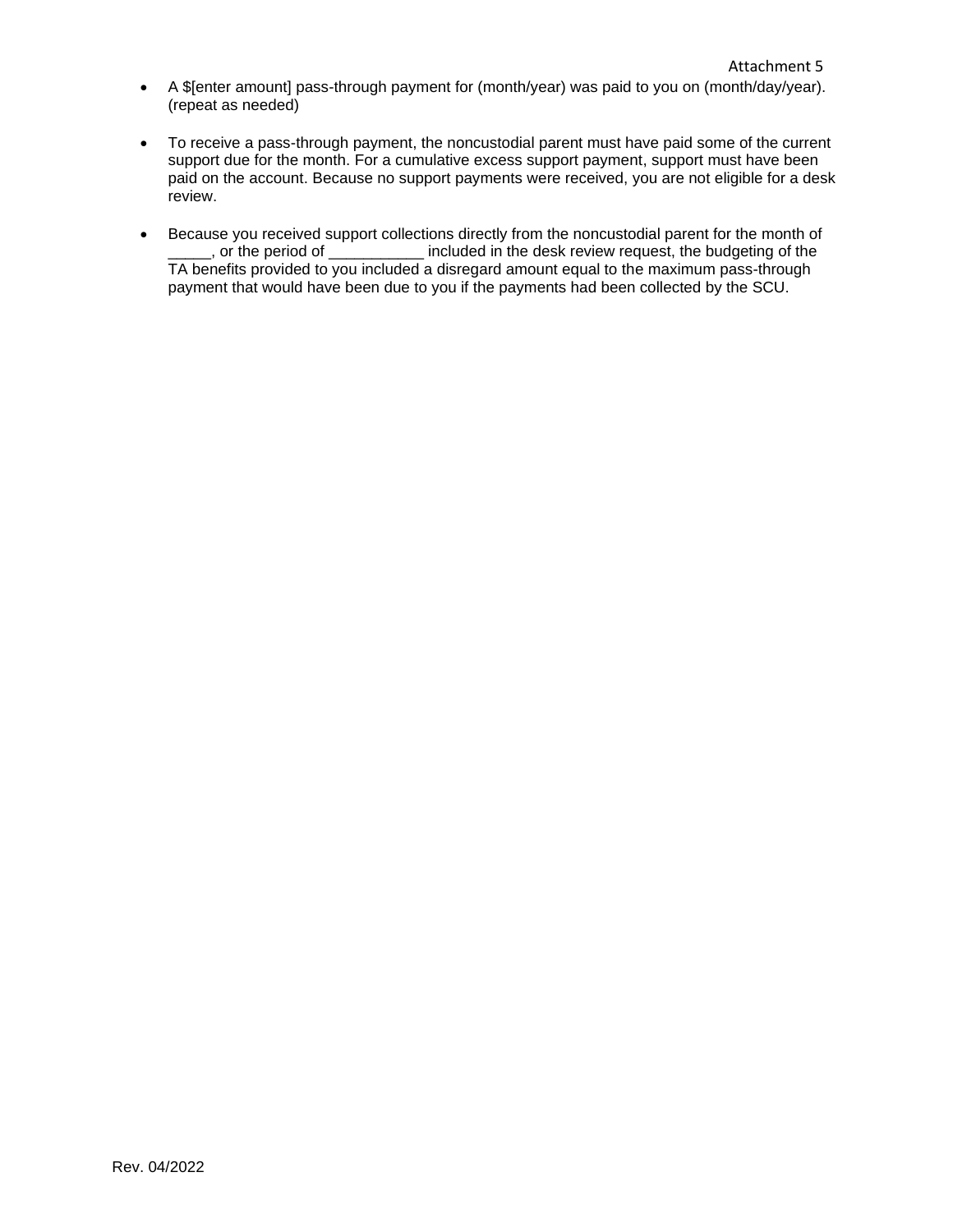- A $[enter amount] pass-through payment for (month/year) was paid to you on (month/day/year). (repeat as needed)

- To receive a pass-through payment, the noncustodial parent must have paid some of the current support due for the month. For a cumulative excess support payment, support must have been paid on the account. Because no support payments were received, you are not eligible for a desk review.

- Because you received support collections directly from the noncustodial parent for the month of _____, or the period of ___________ included in the desk review request, the budgeting of the TA benefits provided to you included a disregard amount equal to the maximum pass-through payment that would have been due to you if the payments had been collected by the SCU.